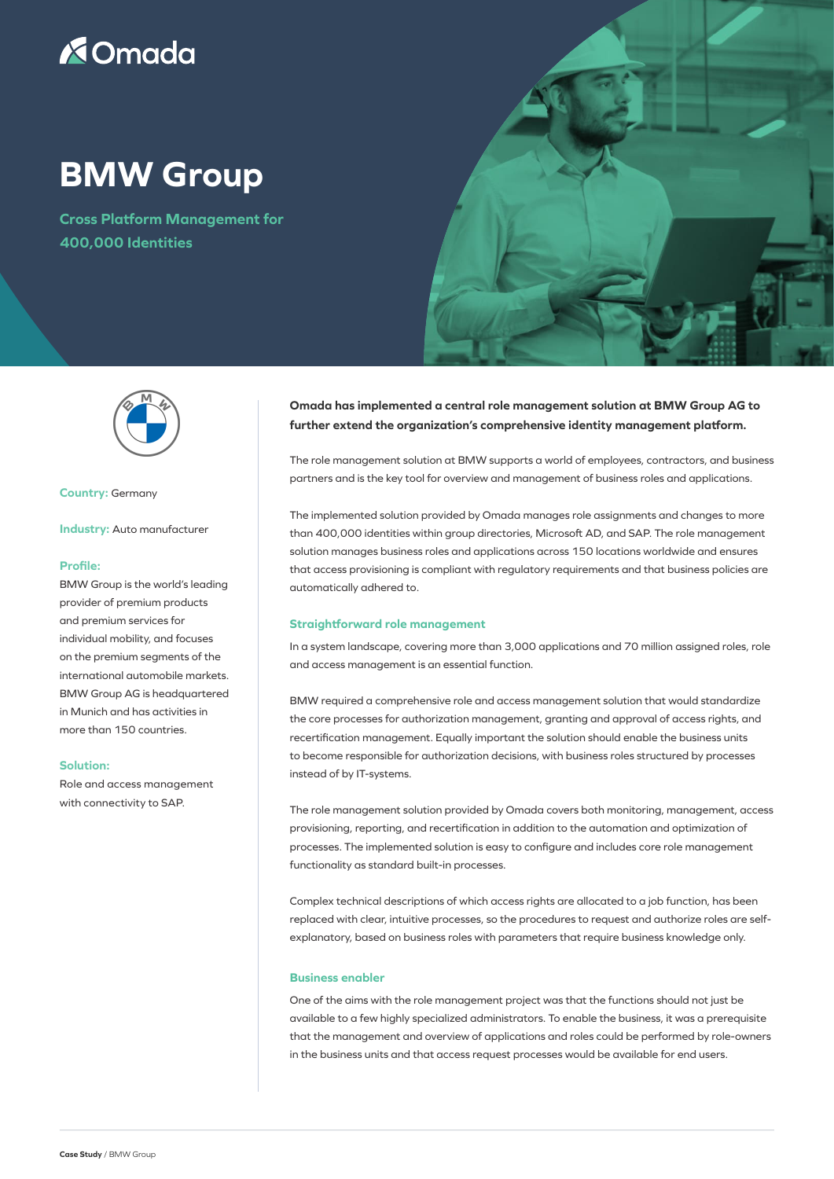Omada

# BMW Group

## Cross Platform Management for 400,000 Identities

**Country:** Germany

**Industry:** Auto manufacturer

**Profile:**
BMW Group is the world's leading provider of premium products and premium services for individual mobility, and focuses on the premium segments of the international automobile markets. BMW Group AG is headquartered in Munich and has activities in more than 150 countries.

**Solution:**
Role and access management with connectivity to SAP.

**Omada has implemented a central role management solution at BMW Group AG to further extend the organization's comprehensive identity management platform.**

The role management solution at BMW supports a world of employees, contractors, and business partners and is the key tool for overview and management of business roles and applications.

The implemented solution provided by Omada manages role assignments and changes to more than 400,000 identities within group directories, Microsoft AD, and SAP. The role management solution manages business roles and applications across 150 locations worldwide and ensures that access provisioning is compliant with regulatory requirements and that business policies are automatically adhered to.

### Straightforward role management

In a system landscape, covering more than 3,000 applications and 70 million assigned roles, role and access management is an essential function.

BMW required a comprehensive role and access management solution that would standardize the core processes for authorization management, granting and approval of access rights, and recertification management. Equally important the solution should enable the business units to become responsible for authorization decisions, with business roles structured by processes instead of by IT-systems.

The role management solution provided by Omada covers both monitoring, management, access provisioning, reporting, and recertification in addition to the automation and optimization of processes. The implemented solution is easy to configure and includes core role management functionality as standard built-in processes.

Complex technical descriptions of which access rights are allocated to a job function, has been replaced with clear, intuitive processes, so the procedures to request and authorize roles are self-explanatory, based on business roles with parameters that require business knowledge only.

### Business enabler

One of the aims with the role management project was that the functions should not just be available to a few highly specialized administrators. To enable the business, it was a prerequisite that the management and overview of applications and roles could be performed by role-owners in the business units and that access request processes would be available for end users.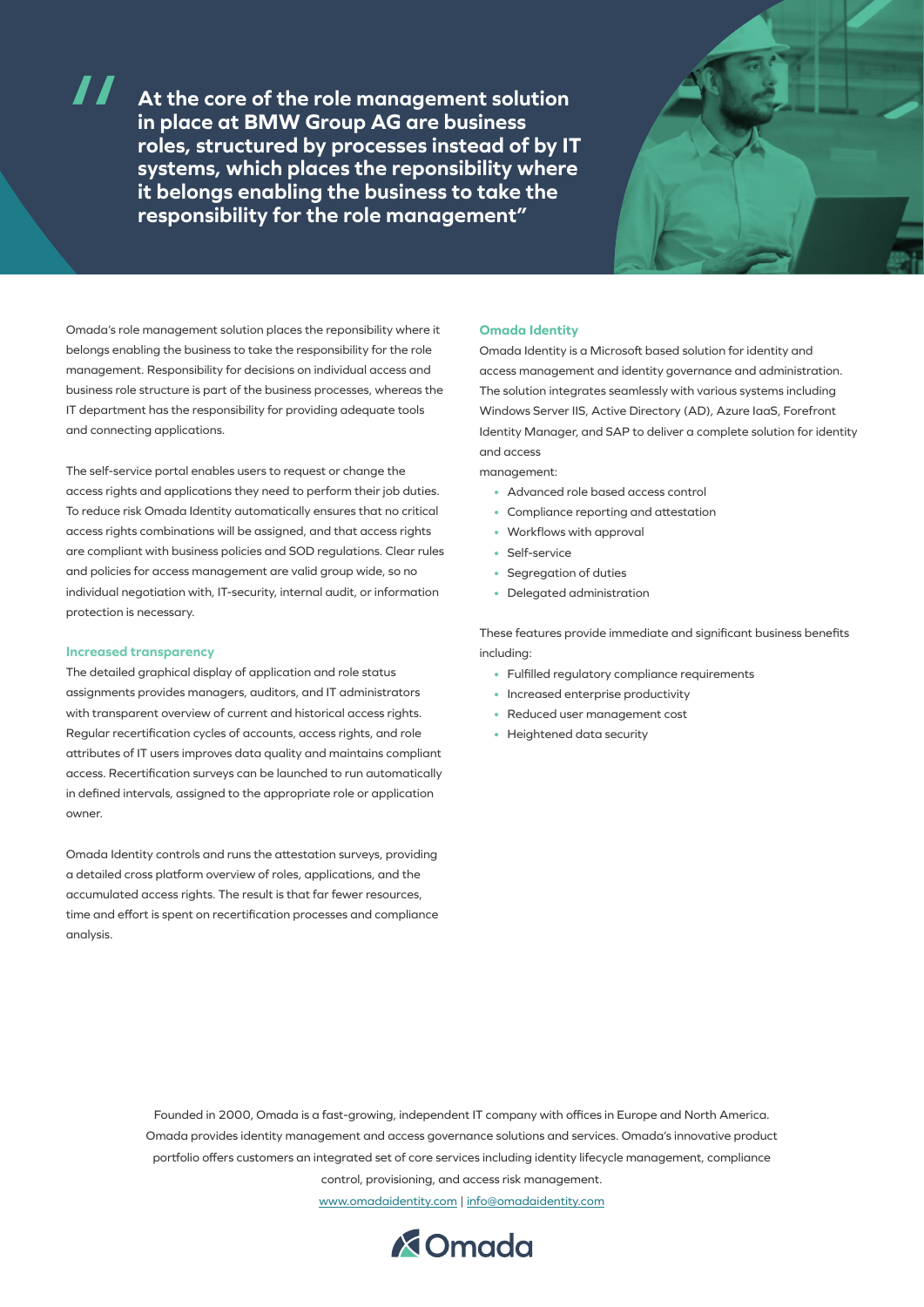> At the core of the role management solution in place at BMW Group AG are business roles, structured by processes instead of by IT systems, which places the reponsibility where it belongs enabling the business to take the responsibility for the role management"

Omada's role management solution places the reponsibility where it belongs enabling the business to take the responsibility for the role management. Responsibility for decisions on individual access and business role structure is part of the business processes, whereas the IT department has the responsibility for providing adequate tools and connecting applications.

The self-service portal enables users to request or change the access rights and applications they need to perform their job duties. To reduce risk Omada Identity automatically ensures that no critical access rights combinations will be assigned, and that access rights are compliant with business policies and SOD regulations. Clear rules and policies for access management are valid group wide, so no individual negotiation with, IT-security, internal audit, or information protection is necessary.

### Increased transparency

The detailed graphical display of application and role status assignments provides managers, auditors, and IT administrators with transparent overview of current and historical access rights. Regular recertification cycles of accounts, access rights, and role attributes of IT users improves data quality and maintains compliant access. Recertification surveys can be launched to run automatically in defined intervals, assigned to the appropriate role or application owner.

Omada Identity controls and runs the attestation surveys, providing a detailed cross platform overview of roles, applications, and the accumulated access rights. The result is that far fewer resources, time and effort is spent on recertification processes and compliance analysis.

### Omada Identity

Omada Identity is a Microsoft based solution for identity and access management and identity governance and administration. The solution integrates seamlessly with various systems including Windows Server IIS, Active Directory (AD), Azure IaaS, Forefront Identity Manager, and SAP to deliver a complete solution for identity and access management:

- Advanced role based access control
- Compliance reporting and attestation
- Workflows with approval
- Self-service
- Segregation of duties
- Delegated administration

These features provide immediate and significant business benefits including:

- Fulfilled regulatory compliance requirements
- Increased enterprise productivity
- Reduced user management cost
- Heightened data security

Founded in 2000, Omada is a fast-growing, independent IT company with offices in Europe and North America. Omada provides identity management and access governance solutions and services. Omada's innovative product portfolio offers customers an integrated set of core services including identity lifecycle management, compliance control, provisioning, and access risk management.

www.omadaidentity.com | info@omadaidentity.com

Omada